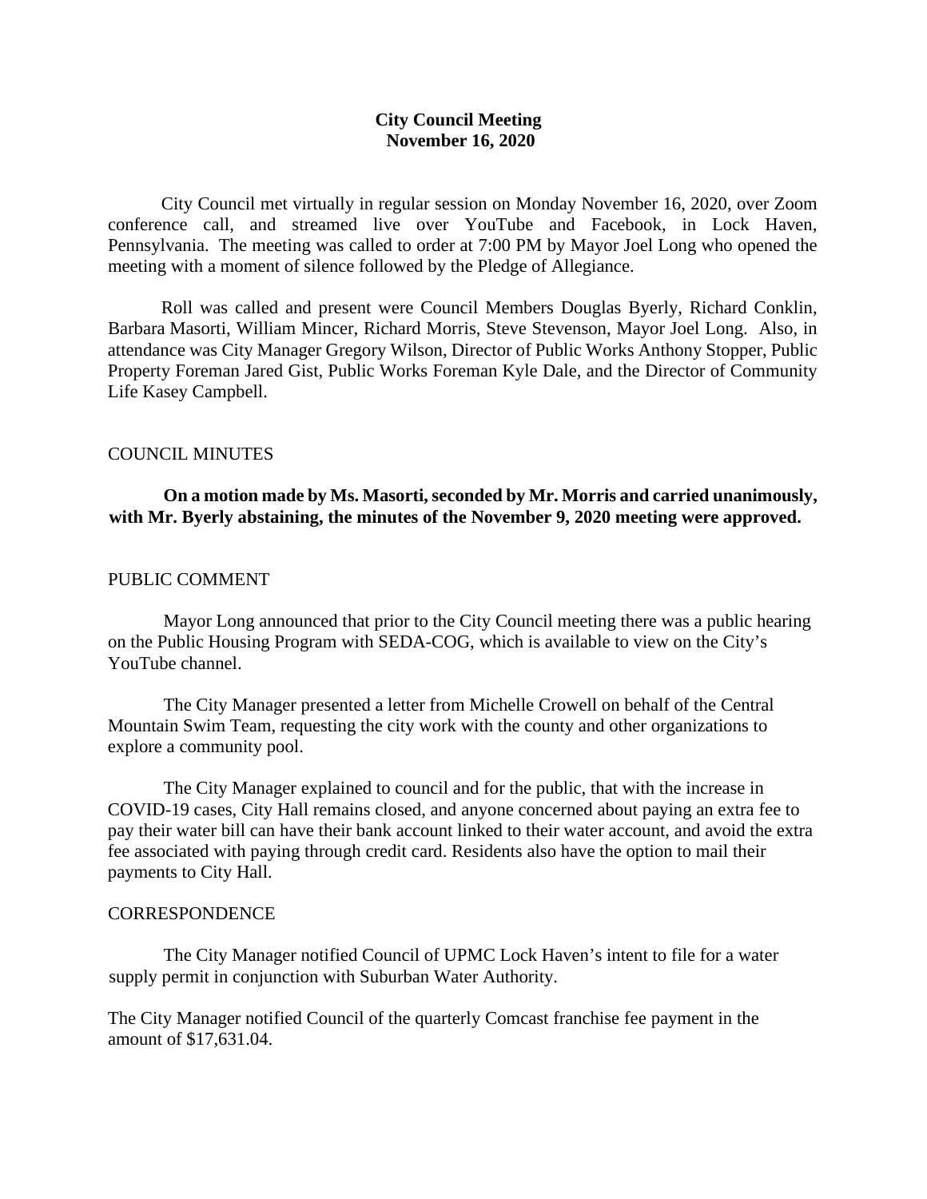# City Council Meeting
## November 16, 2020

City Council met virtually in regular session on Monday November 16, 2020, over Zoom conference call, and streamed live over YouTube and Facebook, in Lock Haven, Pennsylvania. The meeting was called to order at 7:00 PM by Mayor Joel Long who opened the meeting with a moment of silence followed by the Pledge of Allegiance.

Roll was called and present were Council Members Douglas Byerly, Richard Conklin, Barbara Masorti, William Mincer, Richard Morris, Steve Stevenson, Mayor Joel Long. Also, in attendance was City Manager Gregory Wilson, Director of Public Works Anthony Stopper, Public Property Foreman Jared Gist, Public Works Foreman Kyle Dale, and the Director of Community Life Kasey Campbell.

### COUNCIL MINUTES

**On a motion made by Ms. Masorti, seconded by Mr. Morris and carried unanimously, with Mr. Byerly abstaining, the minutes of the November 9, 2020 meeting were approved.**

### PUBLIC COMMENT

Mayor Long announced that prior to the City Council meeting there was a public hearing on the Public Housing Program with SEDA-COG, which is available to view on the City's YouTube channel.

The City Manager presented a letter from Michelle Crowell on behalf of the Central Mountain Swim Team, requesting the city work with the county and other organizations to explore a community pool.

The City Manager explained to council and for the public, that with the increase in COVID-19 cases, City Hall remains closed, and anyone concerned about paying an extra fee to pay their water bill can have their bank account linked to their water account, and avoid the extra fee associated with paying through credit card. Residents also have the option to mail their payments to City Hall.

### CORRESPONDENCE

The City Manager notified Council of UPMC Lock Haven's intent to file for a water supply permit in conjunction with Suburban Water Authority.

The City Manager notified Council of the quarterly Comcast franchise fee payment in the amount of $17,631.04.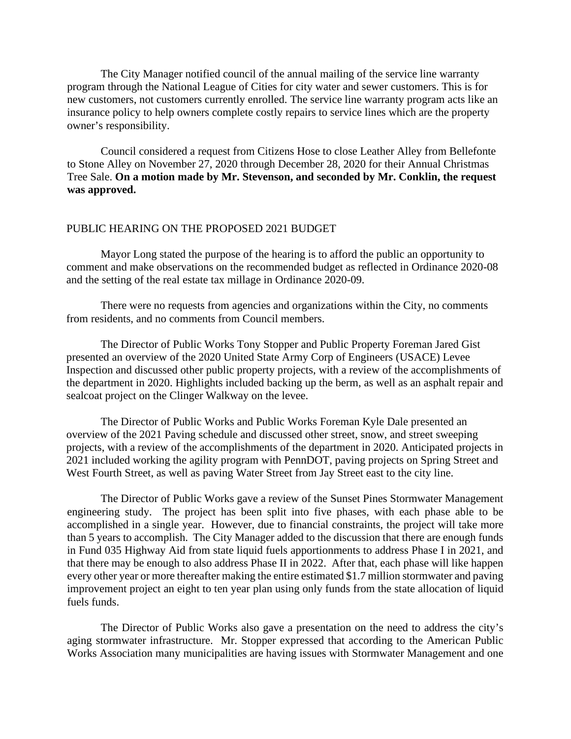The City Manager notified council of the annual mailing of the service line warranty program through the National League of Cities for city water and sewer customers. This is for new customers, not customers currently enrolled. The service line warranty program acts like an insurance policy to help owners complete costly repairs to service lines which are the property owner's responsibility.

Council considered a request from Citizens Hose to close Leather Alley from Bellefonte to Stone Alley on November 27, 2020 through December 28, 2020 for their Annual Christmas Tree Sale. **On a motion made by Mr. Stevenson, and seconded by Mr. Conklin, the request was approved.**

PUBLIC HEARING ON THE PROPOSED 2021 BUDGET

Mayor Long stated the purpose of the hearing is to afford the public an opportunity to comment and make observations on the recommended budget as reflected in Ordinance 2020-08 and the setting of the real estate tax millage in Ordinance 2020-09.

There were no requests from agencies and organizations within the City, no comments from residents, and no comments from Council members.

The Director of Public Works Tony Stopper and Public Property Foreman Jared Gist presented an overview of the 2020 United State Army Corp of Engineers (USACE) Levee Inspection and discussed other public property projects, with a review of the accomplishments of the department in 2020. Highlights included backing up the berm, as well as an asphalt repair and sealcoat project on the Clinger Walkway on the levee.

The Director of Public Works and Public Works Foreman Kyle Dale presented an overview of the 2021 Paving schedule and discussed other street, snow, and street sweeping projects, with a review of the accomplishments of the department in 2020. Anticipated projects in 2021 included working the agility program with PennDOT, paving projects on Spring Street and West Fourth Street, as well as paving Water Street from Jay Street east to the city line.

The Director of Public Works gave a review of the Sunset Pines Stormwater Management engineering study. The project has been split into five phases, with each phase able to be accomplished in a single year. However, due to financial constraints, the project will take more than 5 years to accomplish. The City Manager added to the discussion that there are enough funds in Fund 035 Highway Aid from state liquid fuels apportionments to address Phase I in 2021, and that there may be enough to also address Phase II in 2022. After that, each phase will like happen every other year or more thereafter making the entire estimated $1.7 million stormwater and paving improvement project an eight to ten year plan using only funds from the state allocation of liquid fuels funds.

The Director of Public Works also gave a presentation on the need to address the city's aging stormwater infrastructure. Mr. Stopper expressed that according to the American Public Works Association many municipalities are having issues with Stormwater Management and one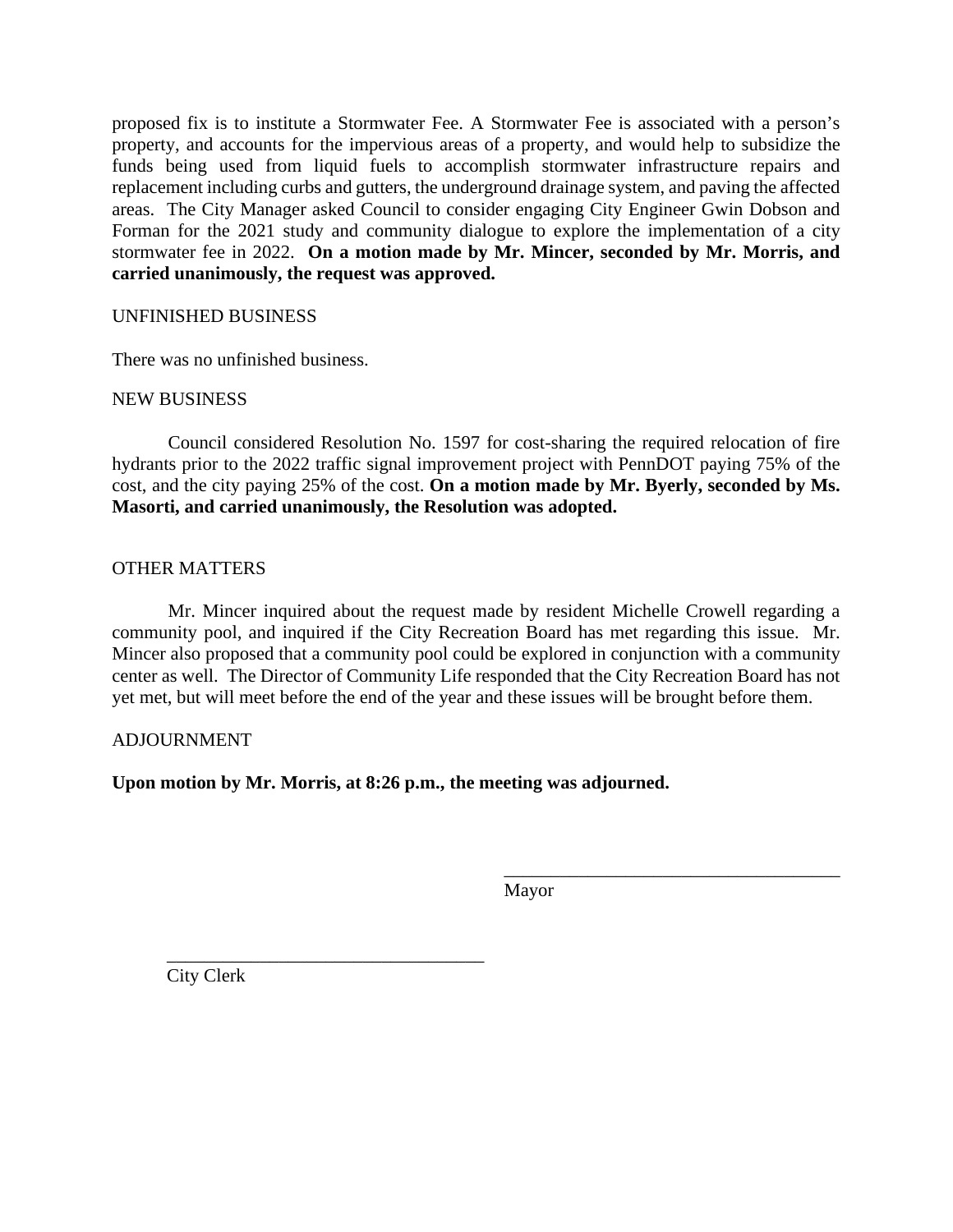proposed fix is to institute a Stormwater Fee. A Stormwater Fee is associated with a person's property, and accounts for the impervious areas of a property, and would help to subsidize the funds being used from liquid fuels to accomplish stormwater infrastructure repairs and replacement including curbs and gutters, the underground drainage system, and paving the affected areas. The City Manager asked Council to consider engaging City Engineer Gwin Dobson and Forman for the 2021 study and community dialogue to explore the implementation of a city stormwater fee in 2022. **On a motion made by Mr. Mincer, seconded by Mr. Morris, and carried unanimously, the request was approved.**

UNFINISHED BUSINESS

There was no unfinished business.

NEW BUSINESS

Council considered Resolution No. 1597 for cost-sharing the required relocation of fire hydrants prior to the 2022 traffic signal improvement project with PennDOT paying 75% of the cost, and the city paying 25% of the cost. **On a motion made by Mr. Byerly, seconded by Ms. Masorti, and carried unanimously, the Resolution was adopted.**

OTHER MATTERS

Mr. Mincer inquired about the request made by resident Michelle Crowell regarding a community pool, and inquired if the City Recreation Board has met regarding this issue. Mr. Mincer also proposed that a community pool could be explored in conjunction with a community center as well. The Director of Community Life responded that the City Recreation Board has not yet met, but will meet before the end of the year and these issues will be brought before them.

ADJOURNMENT

**Upon motion by Mr. Morris, at 8:26 p.m., the meeting was adjourned.**

\_\_\_\_\_\_\_\_\_\_\_\_\_\_\_\_\_\_\_\_\_\_\_\_\_\_\_\_\_\_\_\_\_\_\_\_
Mayor

\_\_\_\_\_\_\_\_\_\_\_\_\_\_\_\_\_\_\_\_\_\_\_\_\_\_\_\_\_\_\_\_\_\_\_\_
City Clerk